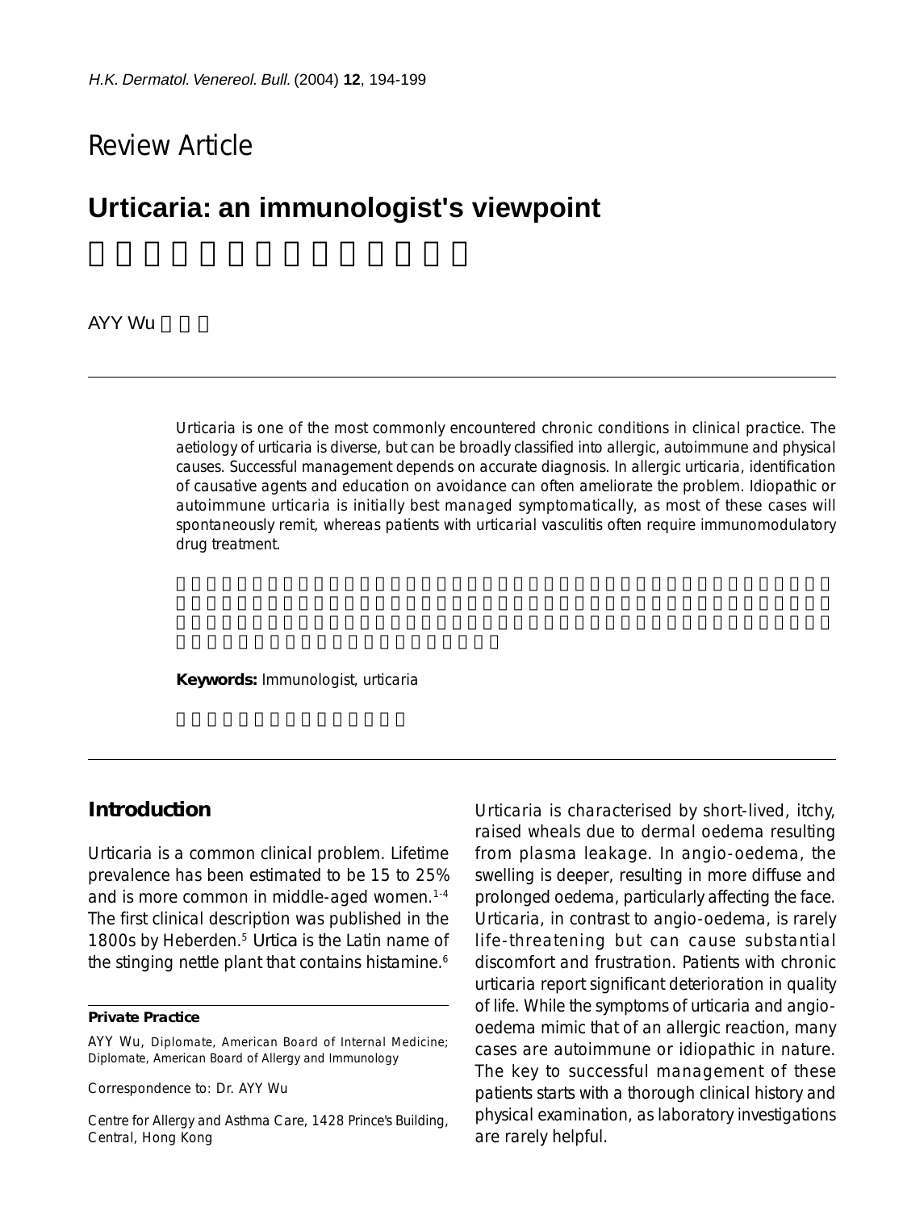Review Article

# Urticaria: an immunologist's viewpoint

AYY Wu

Urticaria is one of the most commonly encountered chronic conditions in clinical practice. The aetiology of urticaria is diverse, but can be broadly classified into allergic, autoimmune and physical causes. Successful management depends on accurate diagnosis. In allergic urticaria, identification of causative agents and education on avoidance can often ameliorate the problem. Idiopathic or autoimmune urticaria is initially best managed symptomatically, as most of these cases will spontaneously remit, whereas patients with urticarial vasculitis often require immunomodulatory drug treatment.

**Keywords:** Immunologist, urticaria

## Introduction

Urticaria is a common clinical problem. Lifetime prevalence has been estimated to be 15 to 25% and is more common in middle-aged women.[1-4] The first clinical description was published in the 1800s by Heberden.[5] *Urtica* is the Latin name of the stinging nettle plant that contains histamine.[6]

Urticaria is characterised by short-lived, itchy, raised wheals due to dermal oedema resulting from plasma leakage. In angio-oedema, the swelling is deeper, resulting in more diffuse and prolonged oedema, particularly affecting the face. Urticaria, in contrast to angio-oedema, is rarely life-threatening but can cause substantial discomfort and frustration. Patients with chronic urticaria report significant deterioration in quality of life. While the symptoms of urticaria and angio-oedema mimic that of an allergic reaction, many cases are autoimmune or idiopathic in nature. The key to successful management of these patients starts with a thorough clinical history and physical examination, as laboratory investigations are rarely helpful.

---

**Private Practice**

AYY Wu, Diplomate, American Board of Internal Medicine; Diplomate, American Board of Allergy and Immunology

Correspondence to: Dr. AYY Wu

Centre for Allergy and Asthma Care, 1428 Prince's Building, Central, Hong Kong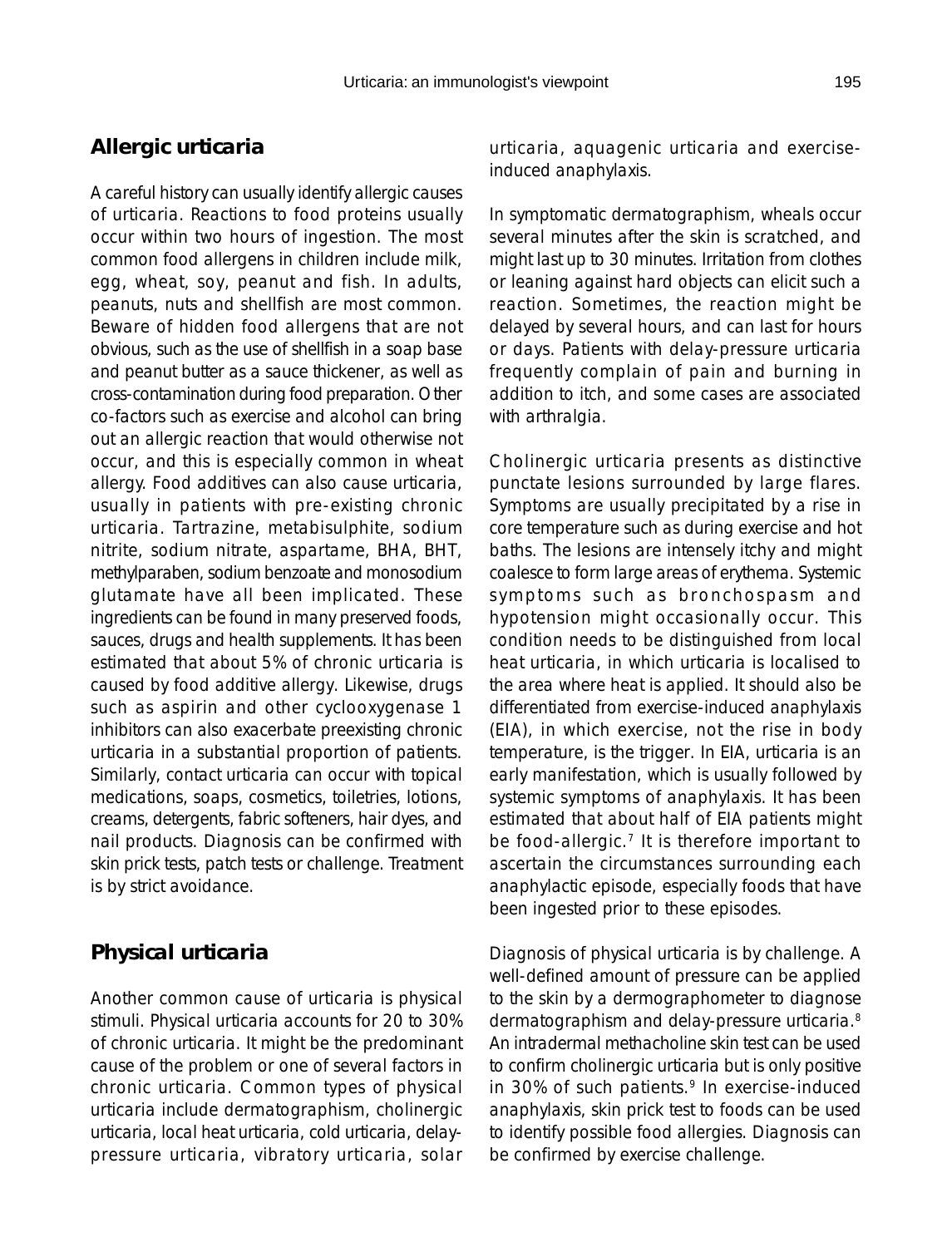## Allergic urticaria

A careful history can usually identify allergic causes of urticaria. Reactions to food proteins usually occur within two hours of ingestion. The most common food allergens in children include milk, egg, wheat, soy, peanut and fish. In adults, peanuts, nuts and shellfish are most common. Beware of hidden food allergens that are not obvious, such as the use of shellfish in a soap base and peanut butter as a sauce thickener, as well as cross-contamination during food preparation. Other co-factors such as exercise and alcohol can bring out an allergic reaction that would otherwise not occur, and this is especially common in wheat allergy. Food additives can also cause urticaria, usually in patients with pre-existing chronic urticaria. Tartrazine, metabisulphite, sodium nitrite, sodium nitrate, aspartame, BHA, BHT, methylparaben, sodium benzoate and monosodium glutamate have all been implicated. These ingredients can be found in many preserved foods, sauces, drugs and health supplements. It has been estimated that about 5% of chronic urticaria is caused by food additive allergy. Likewise, drugs such as aspirin and other cyclooxygenase 1 inhibitors can also exacerbate preexisting chronic urticaria in a substantial proportion of patients. Similarly, contact urticaria can occur with topical medications, soaps, cosmetics, toiletries, lotions, creams, detergents, fabric softeners, hair dyes, and nail products. Diagnosis can be confirmed with skin prick tests, patch tests or challenge. Treatment is by strict avoidance.

## Physical urticaria

Another common cause of urticaria is physical stimuli. Physical urticaria accounts for 20 to 30% of chronic urticaria. It might be the predominant cause of the problem or one of several factors in chronic urticaria. Common types of physical urticaria include dermatographism, cholinergic urticaria, local heat urticaria, cold urticaria, delay-pressure urticaria, vibratory urticaria, solar urticaria, aquagenic urticaria and exercise-induced anaphylaxis.

In symptomatic dermatographism, wheals occur several minutes after the skin is scratched, and might last up to 30 minutes. Irritation from clothes or leaning against hard objects can elicit such a reaction. Sometimes, the reaction might be delayed by several hours, and can last for hours or days. Patients with delay-pressure urticaria frequently complain of pain and burning in addition to itch, and some cases are associated with arthralgia.

Cholinergic urticaria presents as distinctive punctate lesions surrounded by large flares. Symptoms are usually precipitated by a rise in core temperature such as during exercise and hot baths. The lesions are intensely itchy and might coalesce to form large areas of erythema. Systemic symptoms such as bronchospasm and hypotension might occasionally occur. This condition needs to be distinguished from local heat urticaria, in which urticaria is localised to the area where heat is applied. It should also be differentiated from exercise-induced anaphylaxis (EIA), in which exercise, not the rise in body temperature, is the trigger. In EIA, urticaria is an early manifestation, which is usually followed by systemic symptoms of anaphylaxis. It has been estimated that about half of EIA patients might be food-allergic.[7] It is therefore important to ascertain the circumstances surrounding each anaphylactic episode, especially foods that have been ingested prior to these episodes.

Diagnosis of physical urticaria is by challenge. A well-defined amount of pressure can be applied to the skin by a dermographometer to diagnose dermatographism and delay-pressure urticaria.[8] An intradermal methacholine skin test can be used to confirm cholinergic urticaria but is only positive in 30% of such patients.[9] In exercise-induced anaphylaxis, skin prick test to foods can be used to identify possible food allergies. Diagnosis can be confirmed by exercise challenge.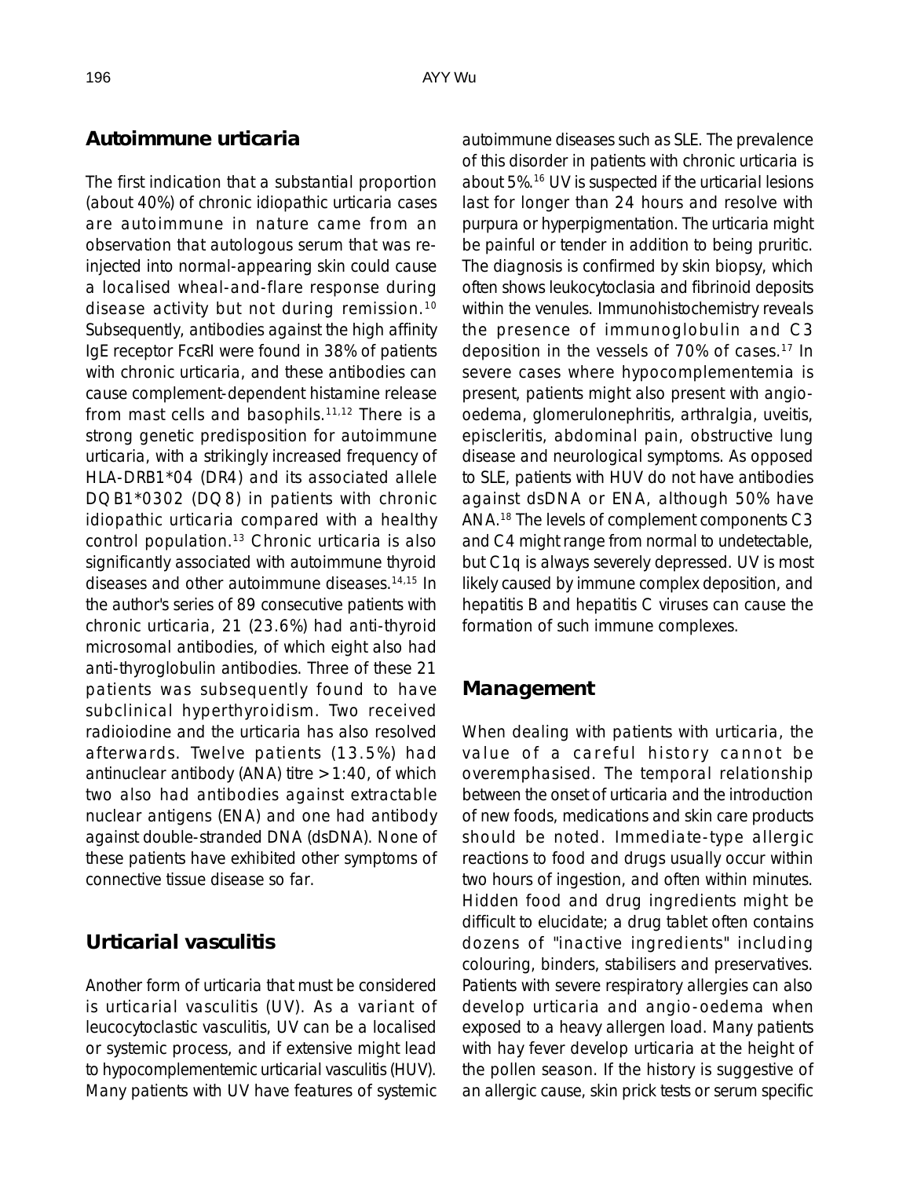## Autoimmune urticaria

The first indication that a substantial proportion (about 40%) of chronic idiopathic urticaria cases are autoimmune in nature came from an observation that autologous serum that was re-injected into normal-appearing skin could cause a localised wheal-and-flare response during disease activity but not during remission.[10] Subsequently, antibodies against the high affinity IgE receptor FcεRI were found in 38% of patients with chronic urticaria, and these antibodies can cause complement-dependent histamine release from mast cells and basophils.[11,12] There is a strong genetic predisposition for autoimmune urticaria, with a strikingly increased frequency of HLA-DRB1*04 (DR4) and its associated allele DQB1*0302 (DQ8) in patients with chronic idiopathic urticaria compared with a healthy control population.[13] Chronic urticaria is also significantly associated with autoimmune thyroid diseases and other autoimmune diseases.[14,15] In the author's series of 89 consecutive patients with chronic urticaria, 21 (23.6%) had anti-thyroid microsomal antibodies, of which eight also had anti-thyroglobulin antibodies. Three of these 21 patients was subsequently found to have subclinical hyperthyroidism. Two received radioiodine and the urticaria has also resolved afterwards. Twelve patients (13.5%) had antinuclear antibody (ANA) titre >1:40, of which two also had antibodies against extractable nuclear antigens (ENA) and one had antibody against double-stranded DNA (dsDNA). None of these patients have exhibited other symptoms of connective tissue disease so far.

## Urticarial vasculitis

Another form of urticaria that must be considered is urticarial vasculitis (UV). As a variant of leucocytoclastic vasculitis, UV can be a localised or systemic process, and if extensive might lead to hypocomplementemic urticarial vasculitis (HUV). Many patients with UV have features of systemic autoimmune diseases such as SLE. The prevalence of this disorder in patients with chronic urticaria is about 5%.[16] UV is suspected if the urticarial lesions last for longer than 24 hours and resolve with purpura or hyperpigmentation. The urticaria might be painful or tender in addition to being pruritic. The diagnosis is confirmed by skin biopsy, which often shows leukocytoclasia and fibrinoid deposits within the venules. Immunohistochemistry reveals the presence of immunoglobulin and C3 deposition in the vessels of 70% of cases.[17] In severe cases where hypocomplementemia is present, patients might also present with angio-oedema, glomerulonephritis, arthralgia, uveitis, episcleritis, abdominal pain, obstructive lung disease and neurological symptoms. As opposed to SLE, patients with HUV do not have antibodies against dsDNA or ENA, although 50% have ANA.[18] The levels of complement components C3 and C4 might range from normal to undetectable, but C1q is always severely depressed. UV is most likely caused by immune complex deposition, and hepatitis B and hepatitis C viruses can cause the formation of such immune complexes.

## Management

When dealing with patients with urticaria, the value of a careful history cannot be overemphasised. The temporal relationship between the onset of urticaria and the introduction of new foods, medications and skin care products should be noted. Immediate-type allergic reactions to food and drugs usually occur within two hours of ingestion, and often within minutes. Hidden food and drug ingredients might be difficult to elucidate; a drug tablet often contains dozens of "inactive ingredients" including colouring, binders, stabilisers and preservatives. Patients with severe respiratory allergies can also develop urticaria and angio-oedema when exposed to a heavy allergen load. Many patients with hay fever develop urticaria at the height of the pollen season. If the history is suggestive of an allergic cause, skin prick tests or serum specific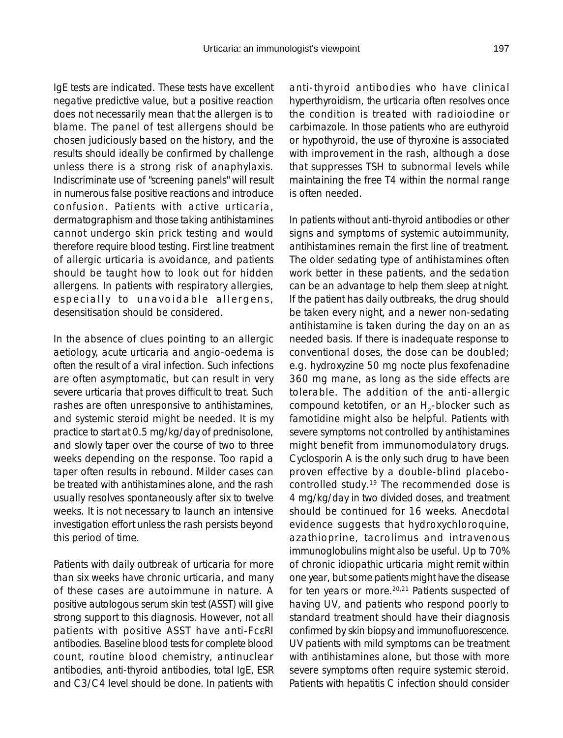IgE tests are indicated. These tests have excellent negative predictive value, but a positive reaction does not necessarily mean that the allergen is to blame. The panel of test allergens should be chosen judiciously based on the history, and the results should ideally be confirmed by challenge unless there is a strong risk of anaphylaxis. Indiscriminate use of "screening panels" will result in numerous false positive reactions and introduce confusion. Patients with active urticaria, dermatographism and those taking antihistamines cannot undergo skin prick testing and would therefore require blood testing. First line treatment of allergic urticaria is avoidance, and patients should be taught how to look out for hidden allergens. In patients with respiratory allergies, especially to unavoidable allergens, desensitisation should be considered.

In the absence of clues pointing to an allergic aetiology, acute urticaria and angio-oedema is often the result of a viral infection. Such infections are often asymptomatic, but can result in very severe urticaria that proves difficult to treat. Such rashes are often unresponsive to antihistamines, and systemic steroid might be needed. It is my practice to start at 0.5 mg/kg/day of prednisolone, and slowly taper over the course of two to three weeks depending on the response. Too rapid a taper often results in rebound. Milder cases can be treated with antihistamines alone, and the rash usually resolves spontaneously after six to twelve weeks. It is not necessary to launch an intensive investigation effort unless the rash persists beyond this period of time.

Patients with daily outbreak of urticaria for more than six weeks have chronic urticaria, and many of these cases are autoimmune in nature. A positive autologous serum skin test (ASST) will give strong support to this diagnosis. However, not all patients with positive ASST have anti-FcεRI antibodies. Baseline blood tests for complete blood count, routine blood chemistry, antinuclear antibodies, anti-thyroid antibodies, total IgE, ESR and C3/C4 level should be done. In patients with anti-thyroid antibodies who have clinical hyperthyroidism, the urticaria often resolves once the condition is treated with radioiodine or carbimazole. In those patients who are euthyroid or hypothyroid, the use of thyroxine is associated with improvement in the rash, although a dose that suppresses TSH to subnormal levels while maintaining the free T4 within the normal range is often needed.

In patients without anti-thyroid antibodies or other signs and symptoms of systemic autoimmunity, antihistamines remain the first line of treatment. The older sedating type of antihistamines often work better in these patients, and the sedation can be an advantage to help them sleep at night. If the patient has daily outbreaks, the drug should be taken every night, and a newer non-sedating antihistamine is taken during the day on an as needed basis. If there is inadequate response to conventional doses, the dose can be doubled; e.g. hydroxyzine 50 mg nocte plus fexofenadine 360 mg mane, as long as the side effects are tolerable. The addition of the anti-allergic compound ketotifen, or an $H_2$-blocker such as famotidine might also be helpful. Patients with severe symptoms not controlled by antihistamines might benefit from immunomodulatory drugs. Cyclosporin A is the only such drug to have been proven effective by a double-blind placebo-controlled study.[19] The recommended dose is 4 mg/kg/day in two divided doses, and treatment should be continued for 16 weeks. Anecdotal evidence suggests that hydroxychloroquine, azathioprine, tacrolimus and intravenous immunoglobulins might also be useful. Up to 70% of chronic idiopathic urticaria might remit within one year, but some patients might have the disease for ten years or more.[20,21] Patients suspected of having UV, and patients who respond poorly to standard treatment should have their diagnosis confirmed by skin biopsy and immunofluorescence. UV patients with mild symptoms can be treatment with antihistamines alone, but those with more severe symptoms often require systemic steroid. Patients with hepatitis C infection should consider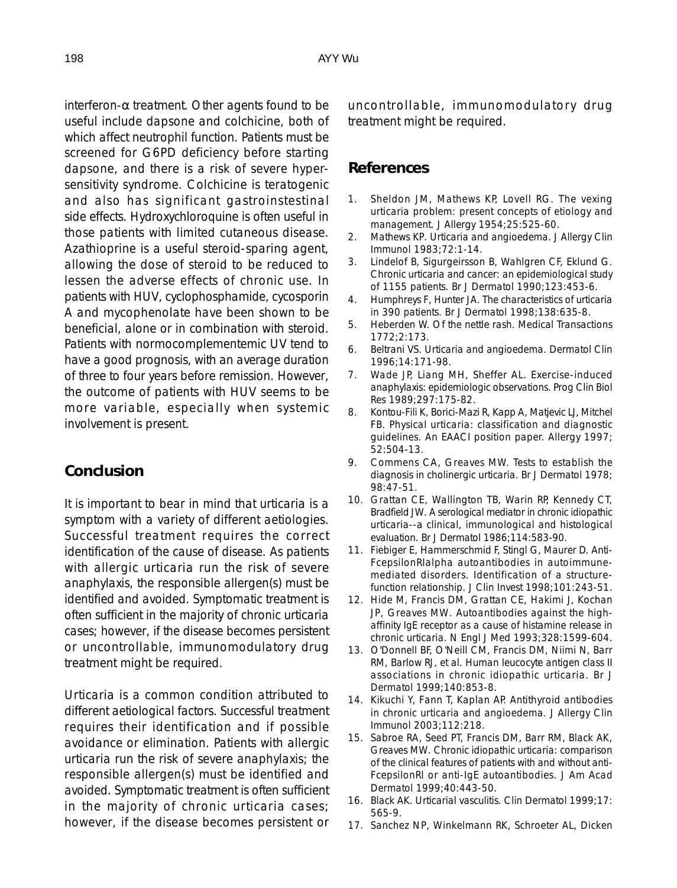interferon-α treatment. Other agents found to be useful include dapsone and colchicine, both of which affect neutrophil function. Patients must be screened for G6PD deficiency before starting dapsone, and there is a risk of severe hypersensitivity syndrome. Colchicine is teratogenic and also has significant gastroinstestinal side effects. Hydroxychloroquine is often useful in those patients with limited cutaneous disease. Azathioprine is a useful steroid-sparing agent, allowing the dose of steroid to be reduced to lessen the adverse effects of chronic use. In patients with HUV, cyclophosphamide, cycosporin A and mycophenolate have been shown to be beneficial, alone or in combination with steroid. Patients with normocomplementemic UV tend to have a good prognosis, with an average duration of three to four years before remission. However, the outcome of patients with HUV seems to be more variable, especially when systemic involvement is present.

## Conclusion

It is important to bear in mind that urticaria is a symptom with a variety of different aetiologies. Successful treatment requires the correct identification of the cause of disease. As patients with allergic urticaria run the risk of severe anaphylaxis, the responsible allergen(s) must be identified and avoided. Symptomatic treatment is often sufficient in the majority of chronic urticaria cases; however, if the disease becomes persistent or uncontrollable, immunomodulatory drug treatment might be required.

Urticaria is a common condition attributed to different aetiological factors. Successful treatment requires their identification and if possible avoidance or elimination. Patients with allergic urticaria run the risk of severe anaphylaxis; the responsible allergen(s) must be identified and avoided. Symptomatic treatment is often sufficient in the majority of chronic urticaria cases; however, if the disease becomes persistent or uncontrollable, immunomodulatory drug treatment might be required.

## References

1. Sheldon JM, Mathews KP, Lovell RG. The vexing urticaria problem: present concepts of etiology and management. J Allergy 1954;25:525-60.
2. Mathews KP. Urticaria and angioedema. J Allergy Clin Immunol 1983;72:1-14.
3. Lindelof B, Sigurgeirsson B, Wahlgren CF, Eklund G. Chronic urticaria and cancer: an epidemiological study of 1155 patients. Br J Dermatol 1990;123:453-6.
4. Humphreys F, Hunter JA. The characteristics of urticaria in 390 patients. Br J Dermatol 1998;138:635-8.
5. Heberden W. Of the nettle rash. Medical Transactions 1772;2:173.
6. Beltrani VS. Urticaria and angioedema. Dermatol Clin 1996;14:171-98.
7. Wade JP, Liang MH, Sheffer AL. Exercise-induced anaphylaxis: epidemiologic observations. Prog Clin Biol Res 1989;297:175-82.
8. Kontou-Fili K, Borici-Mazi R, Kapp A, Matjevic LJ, Mitchel FB. Physical urticaria: classification and diagnostic guidelines. An EAACI position paper. Allergy 1997; 52:504-13.
9. Commens CA, Greaves MW. Tests to establish the diagnosis in cholinergic urticaria. Br J Dermatol 1978; 98:47-51.
10. Grattan CE, Wallington TB, Warin RP, Kennedy CT, Bradfield JW. A serological mediator in chronic idiopathic urticaria--a clinical, immunological and histological evaluation. Br J Dermatol 1986;114:583-90.
11. Fiebiger E, Hammerschmid F, Stingl G, Maurer D. Anti-FcepsilonRIalpha autoantibodies in autoimmune-mediated disorders. Identification of a structure-function relationship. J Clin Invest 1998;101:243-51.
12. Hide M, Francis DM, Grattan CE, Hakimi J, Kochan JP, Greaves MW. Autoantibodies against the high-affinity IgE receptor as a cause of histamine release in chronic urticaria. N Engl J Med 1993;328:1599-604.
13. O'Donnell BF, O'Neill CM, Francis DM, Niimi N, Barr RM, Barlow RJ, et al. Human leucocyte antigen class II associations in chronic idiopathic urticaria. Br J Dermatol 1999;140:853-8.
14. Kikuchi Y, Fann T, Kaplan AP. Antithyroid antibodies in chronic urticaria and angioedema. J Allergy Clin Immunol 2003;112:218.
15. Sabroe RA, Seed PT, Francis DM, Barr RM, Black AK, Greaves MW. Chronic idiopathic urticaria: comparison of the clinical features of patients with and without anti-FcepsilonRI or anti-IgE autoantibodies. J Am Acad Dermatol 1999;40:443-50.
16. Black AK. Urticarial vasculitis. Clin Dermatol 1999;17: 565-9.
17. Sanchez NP, Winkelmann RK, Schroeter AL, Dicken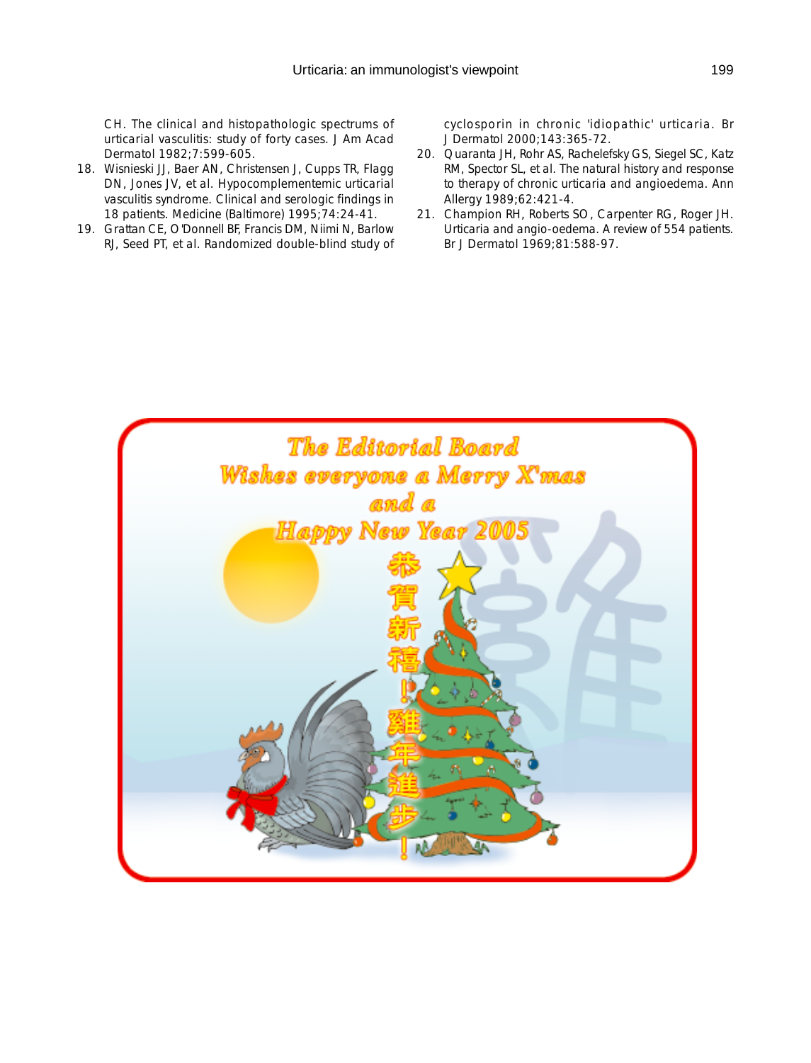CH. The clinical and histopathologic spectrums of urticarial vasculitis: study of forty cases. J Am Acad Dermatol 1982;7:599-605.

18. Wisnieski JJ, Baer AN, Christensen J, Cupps TR, Flagg DN, Jones JV, et al. Hypocomplementemic urticarial vasculitis syndrome. Clinical and serologic findings in 18 patients. Medicine (Baltimore) 1995;74:24-41.
19. Grattan CE, O'Donnell BF, Francis DM, Niimi N, Barlow RJ, Seed PT, et al. Randomized double-blind study of cyclosporin in chronic 'idiopathic' urticaria. Br J Dermatol 2000;143:365-72.
20. Quaranta JH, Rohr AS, Rachelefsky GS, Siegel SC, Katz RM, Spector SL, et al. The natural history and response to therapy of chronic urticaria and angioedema. Ann Allergy 1989;62:421-4.
21. Champion RH, Roberts SO, Carpenter RG, Roger JH. Urticaria and angio-oedema. A review of 554 patients. Br J Dermatol 1969;81:588-97.

The Editorial Board
Wishes everyone a Merry X'mas
and a
Happy New Year 2005

恭賀新禧！雞年進步！